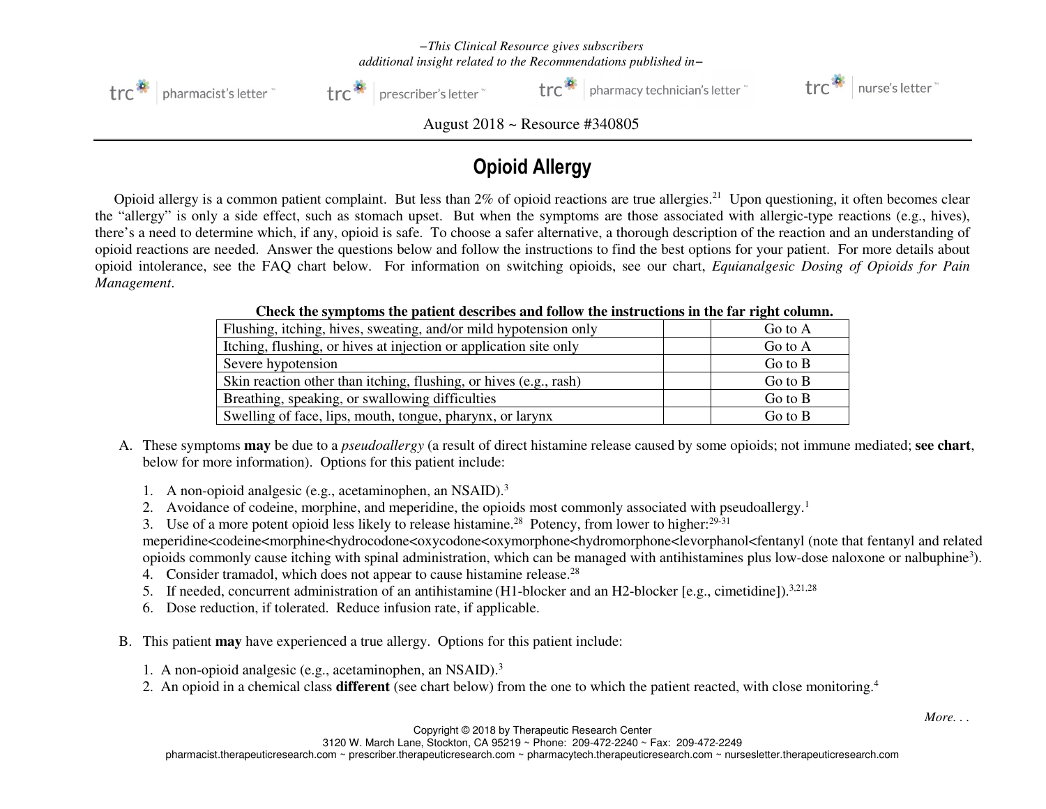*–This Clinical Resource gives subscribers additional insight related to the Recommendations published in–*

trc pharmacist's letter ~ trc prescriber's letter ~ trc pharmacy technician's letter ~ trc nurse's letter

August 2018 ~ Resource #340805

# Opioid Allergy

Opioid allergy is a common patient complaint. But less than 2% of opioid reactions are true allergies.[21] Upon questioning, it often becomes clear the "allergy" is only a side effect, such as stomach upset. But when the symptoms are those associated with allergic-type reactions (e.g., hives), there's a need to determine which, if any, opioid is safe. To choose a safer alternative, a thorough description of the reaction and an understanding of opioid reactions are needed. Answer the questions below and follow the instructions to find the best options for your patient. For more details about opioid intolerance, see the FAQ chart below. For information on switching opioids, see our chart, *Equianalgesic Dosing of Opioids for Pain Management*.

**Check the symptoms the patient describes and follow the instructions in the far right column.**

| Symptom | | Instruction |
|---|---|---|
| Flushing, itching, hives, sweating, and/or mild hypotension only | | Go to A |
| Itching, flushing, or hives at injection or application site only | | Go to A |
| Severe hypotension | | Go to B |
| Skin reaction other than itching, flushing, or hives (e.g., rash) | | Go to B |
| Breathing, speaking, or swallowing difficulties | | Go to B |
| Swelling of face, lips, mouth, tongue, pharynx, or larynx | | Go to B |

A. These symptoms **may** be due to a *pseudoallergy* (a result of direct histamine release caused by some opioids; not immune mediated; **see chart**, below for more information). Options for this patient include:

1. A non-opioid analgesic (e.g., acetaminophen, an NSAID).[3]
2. Avoidance of codeine, morphine, and meperidine, the opioids most commonly associated with pseudoallergy.[1]
3. Use of a more potent opioid less likely to release histamine.[28] Potency, from lower to higher:[29-31] meperidine<codeine<morphine<hydrocodone<oxycodone<oxymorphone<hydromorphone<levorphanol<fentanyl (note that fentanyl and related opioids commonly cause itching with spinal administration, which can be managed with antihistamines plus low-dose naloxone or nalbuphine[3]).
4. Consider tramadol, which does not appear to cause histamine release.[28]
5. If needed, concurrent administration of an antihistamine (H1-blocker and an H2-blocker [e.g., cimetidine]).[3,21,28]
6. Dose reduction, if tolerated. Reduce infusion rate, if applicable.

B. This patient **may** have experienced a true allergy. Options for this patient include:

1. A non-opioid analgesic (e.g., acetaminophen, an NSAID).[3]
2. An opioid in a chemical class **different** (see chart below) from the one to which the patient reacted, with close monitoring.[4]

*More. . .*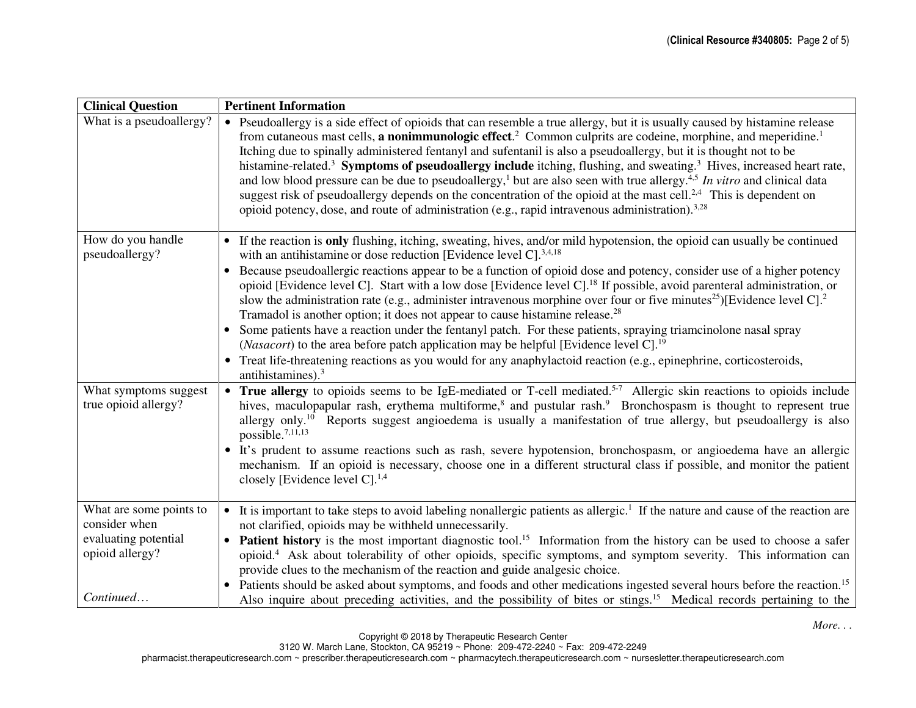| Clinical Question | Pertinent Information |
|---|---|
| What is a pseudoallergy? | • Pseudoallergy is a side effect of opioids that can resemble a true allergy, but it is usually caused by histamine release from cutaneous mast cells, **a nonimmunologic effect**.[2] Common culprits are codeine, morphine, and meperidine.[1] Itching due to spinally administered fentanyl and sufentanil is also a pseudoallergy, but it is thought not to be histamine-related.[3] **Symptoms of pseudoallergy include** itching, flushing, and sweating.[3] Hives, increased heart rate, and low blood pressure can be due to pseudoallergy,[1] but are also seen with true allergy.[4,5] *In vitro* and clinical data suggest risk of pseudoallergy depends on the concentration of the opioid at the mast cell.[2,4] This is dependent on opioid potency, dose, and route of administration (e.g., rapid intravenous administration).[3,28] |
| How do you handle pseudoallergy? | • If the reaction is **only** flushing, itching, sweating, hives, and/or mild hypotension, the opioid can usually be continued with an antihistamine or dose reduction [Evidence level C].[3,4,18]<br>• Because pseudoallergic reactions appear to be a function of opioid dose and potency, consider use of a higher potency opioid [Evidence level C]. Start with a low dose [Evidence level C].[18] If possible, avoid parenteral administration, or slow the administration rate (e.g., administer intravenous morphine over four or five minutes[25])[Evidence level C].[2] Tramadol is another option; it does not appear to cause histamine release.[28]<br>• Some patients have a reaction under the fentanyl patch. For these patients, spraying triamcinolone nasal spray (*Nasacort*) to the area before patch application may be helpful [Evidence level C].[19]<br>• Treat life-threatening reactions as you would for any anaphylactoid reaction (e.g., epinephrine, corticosteroids, antihistamines).[3] |
| What symptoms suggest true opioid allergy? | • **True allergy** to opioids seems to be IgE-mediated or T-cell mediated.[5-7] Allergic skin reactions to opioids include hives, maculopapular rash, erythema multiforme,[8] and pustular rash.[9] Bronchospasm is thought to represent true allergy only.[10] Reports suggest angioedema is usually a manifestation of true allergy, but pseudoallergy is also possible.[7,11,13]<br>• It's prudent to assume reactions such as rash, severe hypotension, bronchospasm, or angioedema have an allergic mechanism. If an opioid is necessary, choose one in a different structural class if possible, and monitor the patient closely [Evidence level C].[1,4] |
| What are some points to consider when evaluating potential opioid allergy?<br><br>*Continued…* | • It is important to take steps to avoid labeling nonallergic patients as allergic.[1] If the nature and cause of the reaction are not clarified, opioids may be withheld unnecessarily.<br>• **Patient history** is the most important diagnostic tool.[15] Information from the history can be used to choose a safer opioid.[4] Ask about tolerability of other opioids, specific symptoms, and symptom severity. This information can provide clues to the mechanism of the reaction and guide analgesic choice.<br>• Patients should be asked about symptoms, and foods and other medications ingested several hours before the reaction.[15] Also inquire about preceding activities, and the possibility of bites or stings.[15] Medical records pertaining to the |

*More. . .*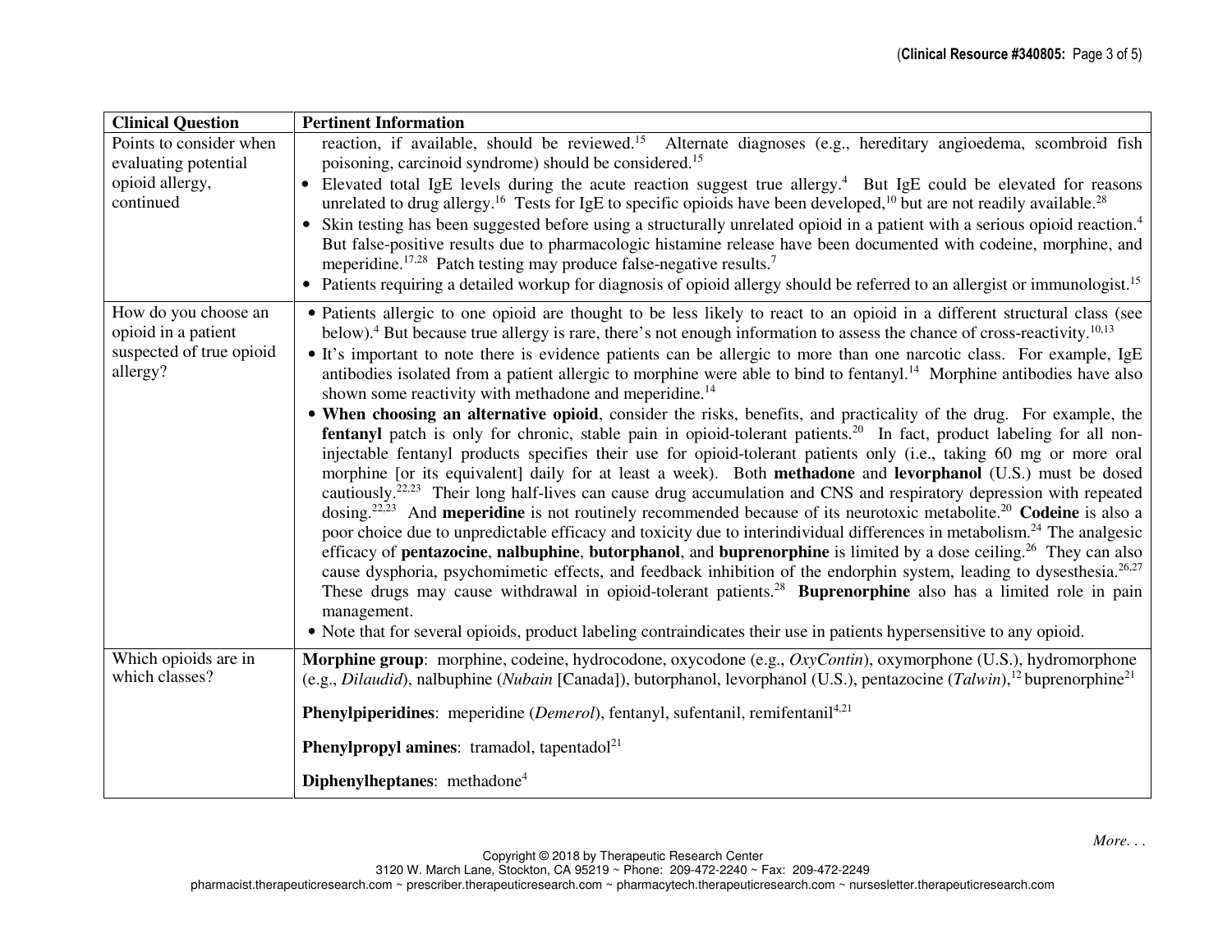| Clinical Question | Pertinent Information |
|---|---|
| Points to consider when evaluating potential opioid allergy, continued | reaction, if available, should be reviewed.[15] Alternate diagnoses (e.g., hereditary angioedema, scombroid fish poisoning, carcinoid syndrome) should be considered.[15]<br>• Elevated total IgE levels during the acute reaction suggest true allergy.[4] But IgE could be elevated for reasons unrelated to drug allergy.[16] Tests for IgE to specific opioids have been developed,[10] but are not readily available.[28]<br>• Skin testing has been suggested before using a structurally unrelated opioid in a patient with a serious opioid reaction.[4] But false-positive results due to pharmacologic histamine release have been documented with codeine, morphine, and meperidine.[17,28] Patch testing may produce false-negative results.[7]<br>• Patients requiring a detailed workup for diagnosis of opioid allergy should be referred to an allergist or immunologist.[15] |
| How do you choose an opioid in a patient suspected of true opioid allergy? | • Patients allergic to one opioid are thought to be less likely to react to an opioid in a different structural class (see below).[4] But because true allergy is rare, there's not enough information to assess the chance of cross-reactivity.[10,13]<br>• It's important to note there is evidence patients can be allergic to more than one narcotic class. For example, IgE antibodies isolated from a patient allergic to morphine were able to bind to fentanyl.[14] Morphine antibodies have also shown some reactivity with methadone and meperidine.[14]<br>• **When choosing an alternative opioid**, consider the risks, benefits, and practicality of the drug. For example, the **fentanyl** patch is only for chronic, stable pain in opioid-tolerant patients.[20] In fact, product labeling for all non-injectable fentanyl products specifies their use for opioid-tolerant patients only (i.e., taking 60 mg or more oral morphine [or its equivalent] daily for at least a week). Both **methadone** and **levorphanol** (U.S.) must be dosed cautiously.[22,23] Their long half-lives can cause drug accumulation and CNS and respiratory depression with repeated dosing.[22,23] And **meperidine** is not routinely recommended because of its neurotoxic metabolite.[20] **Codeine** is also a poor choice due to unpredictable efficacy and toxicity due to interindividual differences in metabolism.[24] The analgesic efficacy of **pentazocine**, **nalbuphine**, **butorphanol**, and **buprenorphine** is limited by a dose ceiling.[26] They can also cause dysphoria, psychomimetic effects, and feedback inhibition of the endorphin system, leading to dysesthesia.[26,27] These drugs may cause withdrawal in opioid-tolerant patients.[28] **Buprenorphine** also has a limited role in pain management.<br>• Note that for several opioids, product labeling contraindicates their use in patients hypersensitive to any opioid. |
| Which opioids are in which classes? | **Morphine group**: morphine, codeine, hydrocodone, oxycodone (e.g., *OxyContin*), oxymorphone (U.S.), hydromorphone (e.g., *Dilaudid*), nalbuphine (*Nubain* [Canada]), butorphanol, levorphanol (U.S.), pentazocine (*Talwin*),[12] buprenorphine[21]<br><br>**Phenylpiperidines**: meperidine (*Demerol*), fentanyl, sufentanil, remifentanil[4,21]<br><br>**Phenylpropyl amines**: tramadol, tapentadol[21]<br><br>**Diphenylheptanes**: methadone[4] |

*More. . .*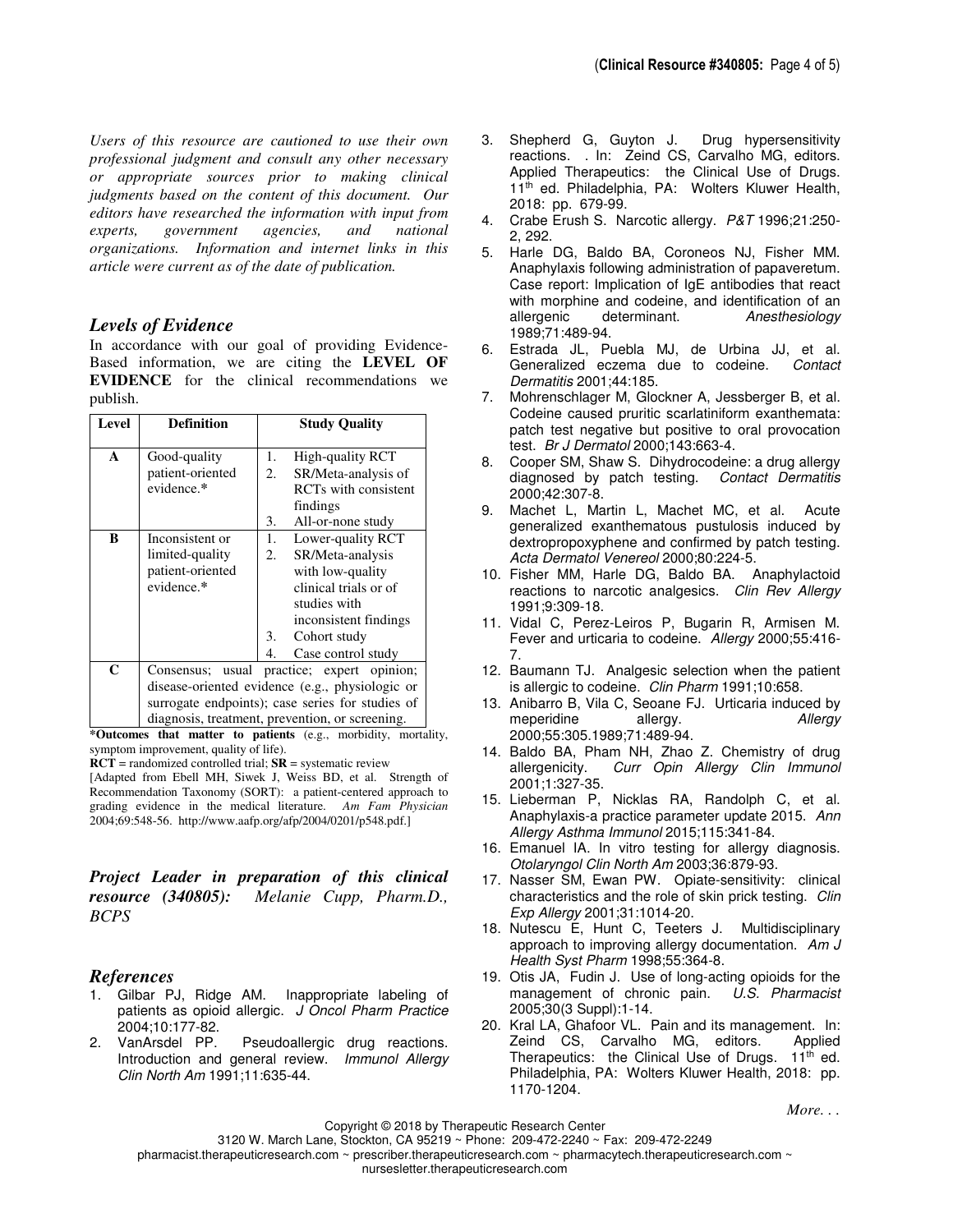*Users of this resource are cautioned to use their own professional judgment and consult any other necessary or appropriate sources prior to making clinical judgments based on the content of this document. Our editors have researched the information with input from experts, government agencies, and national organizations. Information and internet links in this article were current as of the date of publication.*

## *Levels of Evidence*

In accordance with our goal of providing Evidence-Based information, we are citing the **LEVEL OF EVIDENCE** for the clinical recommendations we publish.

| Level | Definition | Study Quality |
|---|---|---|
| **A** | Good-quality patient-oriented evidence.* | 1. High-quality RCT<br>2. SR/Meta-analysis of RCTs with consistent findings<br>3. All-or-none study |
| **B** | Inconsistent or limited-quality patient-oriented evidence.* | 1. Lower-quality RCT<br>2. SR/Meta-analysis with low-quality clinical trials or of studies with inconsistent findings<br>3. Cohort study<br>4. Case control study |
| **C** | Consensus; usual practice; expert opinion; disease-oriented evidence (e.g., physiologic or surrogate endpoints); case series for studies of diagnosis, treatment, prevention, or screening. | |

***Outcomes that matter to patients** (e.g., morbidity, mortality, symptom improvement, quality of life).
**RCT** = randomized controlled trial; **SR** = systematic review
[Adapted from Ebell MH, Siwek J, Weiss BD, et al. Strength of Recommendation Taxonomy (SORT): a patient-centered approach to grading evidence in the medical literature. *Am Fam Physician* 2004;69:548-56. http://www.aafp.org/afp/2004/0201/p548.pdf.]

***Project Leader in preparation of this clinical resource (340805):** Melanie Cupp, Pharm.D., BCPS*

## *References*

1. Gilbar PJ, Ridge AM. Inappropriate labeling of patients as opioid allergic. *J Oncol Pharm Practice* 2004;10:177-82.
2. VanArsdel PP. Pseudoallergic drug reactions. Introduction and general review. *Immunol Allergy Clin North Am* 1991;11:635-44.
3. Shepherd G, Guyton J. Drug hypersensitivity reactions. . In: Zeind CS, Carvalho MG, editors. Applied Therapeutics: the Clinical Use of Drugs. 11th ed. Philadelphia, PA: Wolters Kluwer Health, 2018: pp. 679-99.
4. Crabe Erush S. Narcotic allergy. *P&T* 1996;21:250-2, 292.
5. Harle DG, Baldo BA, Coroneos NJ, Fisher MM. Anaphylaxis following administration of papaveretum. Case report: Implication of IgE antibodies that react with morphine and codeine, and identification of an allergenic determinant. *Anesthesiology* 1989;71:489-94.
6. Estrada JL, Puebla MJ, de Urbina JJ, et al. Generalized eczema due to codeine. *Contact Dermatitis* 2001;44:185.
7. Mohrenschlager M, Glockner A, Jessberger B, et al. Codeine caused pruritic scarlatiniform exanthemata: patch test negative but positive to oral provocation test. *Br J Dermatol* 2000;143:663-4.
8. Cooper SM, Shaw S. Dihydrocodeine: a drug allergy diagnosed by patch testing. *Contact Dermatitis* 2000;42:307-8.
9. Machet L, Martin L, Machet MC, et al. Acute generalized exanthematous pustulosis induced by dextropropoxyphene and confirmed by patch testing. *Acta Dermatol Venereol* 2000;80:224-5.
10. Fisher MM, Harle DG, Baldo BA. Anaphylactoid reactions to narcotic analgesics. *Clin Rev Allergy* 1991;9:309-18.
11. Vidal C, Perez-Leiros P, Bugarin R, Armisen M. Fever and urticaria to codeine. *Allergy* 2000;55:416-7.
12. Baumann TJ. Analgesic selection when the patient is allergic to codeine. *Clin Pharm* 1991;10:658.
13. Anibarro B, Vila C, Seoane FJ. Urticaria induced by meperidine allergy. *Allergy* 2000;55:305.1989;71:489-94.
14. Baldo BA, Pham NH, Zhao Z. Chemistry of drug allergenicity. *Curr Opin Allergy Clin Immunol* 2001;1:327-35.
15. Lieberman P, Nicklas RA, Randolph C, et al. Anaphylaxis-a practice parameter update 2015. *Ann Allergy Asthma Immunol* 2015;115:341-84.
16. Emanuel IA. In vitro testing for allergy diagnosis. *Otolaryngol Clin North Am* 2003;36:879-93.
17. Nasser SM, Ewan PW. Opiate-sensitivity: clinical characteristics and the role of skin prick testing. *Clin Exp Allergy* 2001;31:1014-20.
18. Nutescu E, Hunt C, Teeters J. Multidisciplinary approach to improving allergy documentation. *Am J Health Syst Pharm* 1998;55:364-8.
19. Otis JA, Fudin J. Use of long-acting opioids for the management of chronic pain. *U.S. Pharmacist* 2005;30(3 Suppl):1-14.
20. Kral LA, Ghafoor VL. Pain and its management. In: Zeind CS, Carvalho MG, editors. Applied Therapeutics: the Clinical Use of Drugs. 11th ed. Philadelphia, PA: Wolters Kluwer Health, 2018: pp. 1170-1204.

*More. . .*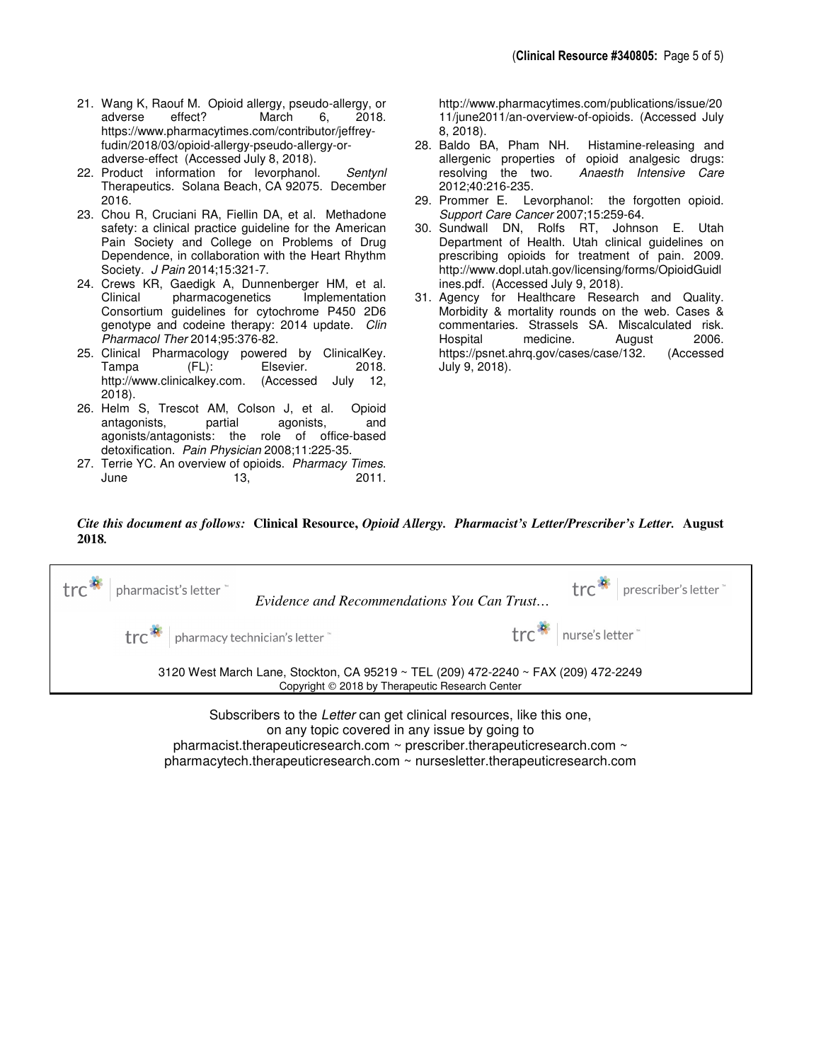21. Wang K, Raouf M. Opioid allergy, pseudo-allergy, or adverse effect? March 6, 2018. https://www.pharmacytimes.com/contributor/jeffrey-fudin/2018/03/opioid-allergy-pseudo-allergy-or-adverse-effect (Accessed July 8, 2018).
22. Product information for levorphanol. *Sentynl* Therapeutics. Solana Beach, CA 92075. December 2016.
23. Chou R, Cruciani RA, Fiellin DA, et al. Methadone safety: a clinical practice guideline for the American Pain Society and College on Problems of Drug Dependence, in collaboration with the Heart Rhythm Society. *J Pain* 2014;15:321-7.
24. Crews KR, Gaedigk A, Dunnenberger HM, et al. Clinical pharmacogenetics Implementation Consortium guidelines for cytochrome P450 2D6 genotype and codeine therapy: 2014 update. *Clin Pharmacol Ther* 2014;95:376-82.
25. Clinical Pharmacology powered by ClinicalKey. Tampa (FL): Elsevier. 2018. http://www.clinicalkey.com. (Accessed July 12, 2018).
26. Helm S, Trescot AM, Colson J, et al. Opioid antagonists, partial agonists, and agonists/antagonists: the role of office-based detoxification. *Pain Physician* 2008;11:225-35.
27. Terrie YC. An overview of opioids. *Pharmacy Times*. June 13, 2011. http://www.pharmacytimes.com/publications/issue/2011/june2011/an-overview-of-opioids. (Accessed July 8, 2018).
28. Baldo BA, Pham NH. Histamine-releasing and allergenic properties of opioid analgesic drugs: resolving the two. *Anaesth Intensive Care* 2012;40:216-235.
29. Prommer E. Levorphanol: the forgotten opioid. *Support Care Cancer* 2007;15:259-64.
30. Sundwall DN, Rolfs RT, Johnson E. Utah Department of Health. Utah clinical guidelines on prescribing opioids for treatment of pain. 2009. http://www.dopl.utah.gov/licensing/forms/OpioidGuidlines.pdf. (Accessed July 9, 2018).
31. Agency for Healthcare Research and Quality. Morbidity & mortality rounds on the web. Cases & commentaries. Strassels SA. Miscalculated risk. Hospital medicine. August 2006. https://psnet.ahrq.gov/cases/case/132. (Accessed July 9, 2018).

***Cite this document as follows:*** **Clinical Resource,** ***Opioid Allergy. Pharmacist's Letter/Prescriber's Letter.*** **August 2018.**

trc pharmacist's letter — *Evidence and Recommendations You Can Trust…* — trc prescriber's letter

trc pharmacy technician's letter — trc nurse's letter

3120 West March Lane, Stockton, CA 95219 ~ TEL (209) 472-2240 ~ FAX (209) 472-2249
Copyright © 2018 by Therapeutic Research Center

Subscribers to the *Letter* can get clinical resources, like this one, on any topic covered in any issue by going to pharmacist.therapeuticresearch.com ~ prescriber.therapeuticresearch.com ~ pharmacytech.therapeuticresearch.com ~ nursesletter.therapeuticresearch.com